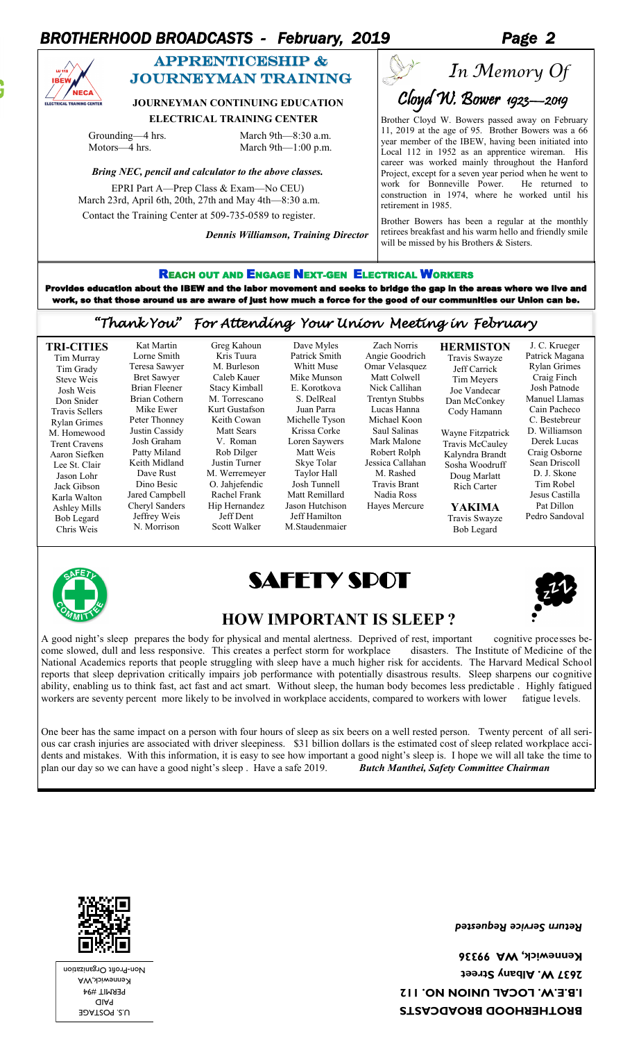## APPRENTICESHIP & JOURNEYMAN TRAINING

**JOURNEYMAN CONTINUING EDUCATION**

**ELECTRICAL TRAINING CENTER**

Grounding—4 hrs. March 9th—8:30 a.m.
Motors—4 hrs. March 9th—1:00 p.m.

***Bring NEC, pencil and calculator to the above classes.***

EPRI Part A—Prep Class & Exam—No CEU)
March 23rd, April 6th, 20th, 27th and May 4th—8:30 a.m.

Contact the Training Center at 509-735-0589 to register.

***Dennis Williamson, Training Director***

## *In Memory Of*

## *Cloyd W. Bower 1923—2019*

Brother Cloyd W. Bowers passed away on February 11, 2019 at the age of 95. Brother Bowers was a 66 year member of the IBEW, having been initiated into Local 112 in 1952 as an apprentice wireman. His career was worked mainly throughout the Hanford Project, except for a seven year period when he went to work for Bonneville Power. He returned to construction in 1974, where he worked until his retirement in 1985.

Brother Bowers has been a regular at the monthly retirees breakfast and his warm hello and friendly smile will be missed by his Brothers & Sisters.

### REACH OUT AND ENGAGE NEXT-GEN ELECTRICAL WORKERS

**Provides education about the IBEW and the labor movement and seeks to bridge the gap in the areas where we live and work, so that those around us are aware of just how much a force for the good of our communities our Union can be.**

## *"Thank You" For Attending Your Union Meeting in February*

**TRI-CITIES**

Tim Murray
Tim Grady
Steve Weis
Josh Weis
Don Snider
Travis Sellers
Rylan Grimes
M. Homewood
Trent Cravens
Aaron Siefken
Lee St. Clair
Jason Lohr
Jack Gibson
Karla Walton
Ashley Mills
Bob Legard
Chris Weis
Kat Martin
Lorne Smith
Teresa Sawyer
Bret Sawyer
Brian Fleener
Brian Cothern
Mike Ewer
Peter Thonney
Justin Cassidy
Josh Graham
Patty Miland
Keith Midland
Dave Rust
Dino Besic
Jared Campbell
Cheryl Sanders
Jeffrey Weis
N. Morrison
Greg Kahoun
Kris Tuura
M. Burleson
Caleb Kauer
Stacy Kimball
M. Torrescano
Kurt Gustafson
Keith Cowan
Matt Sears
V. Roman
Rob Dilger
Justin Turner
M. Werremeyer
O. Jahjefendic
Rachel Frank
Hip Hernandez
Jeff Dent
Scott Walker
Dave Myles
Patrick Smith
Whitt Muse
Mike Munson
E. Korotkova
S. DelReal
Juan Parra
Michelle Tyson
Krissa Corke
Loren Saywers
Matt Weis
Skye Tolar
Taylor Hall
Josh Tunnell
Matt Remillard
Jason Hutchison
Jeff Hamilton
M.Staudenmaier
Zach Norris
Angie Goodrich
Omar Velasquez
Matt Colwell
Nick Callihan
Trentyn Stubbs
Lucas Hanna
Michael Koon
Saul Salinas
Mark Malone
Robert Rolph
Jessica Callahan
M. Rashed
Travis Brant
Nadia Ross
Hayes Mercure

**HERMISTON**

Travis Swayze
Jeff Carrick
Tim Meyers
Joe Vandecar
Dan McConkey
Cody Hamann

Wayne Fitzpatrick
Travis McCauley
Kalyndra Brandt
Sosha Woodruff
Doug Marlatt
Rich Carter

**YAKIMA**

Travis Swayze
Bob Legard

J. C. Krueger
Patrick Magana
Rylan Grimes
Craig Finch
Josh Patnode
Manuel Llamas
Cain Pacheco
C. Bestebreur
D. Williamson
Derek Lucas
Craig Osborne
Sean Driscoll
D. J. Skone
Tim Robel
Jesus Castilla
Pat Dillon
Pedro Sandoval

# SAFETY SPOT

## HOW IMPORTANT IS SLEEP ?

A good night's sleep prepares the body for physical and mental alertness. Deprived of rest, important cognitive processes become slowed, dull and less responsive. This creates a perfect storm for workplace disasters. The Institute of Medicine of the National Academics reports that people struggling with sleep have a much higher risk for accidents. The Harvard Medical School reports that sleep deprivation critically impairs job performance with potentially disastrous results. Sleep sharpens our cognitive ability, enabling us to think fast, act fast and act smart. Without sleep, the human body becomes less predictable . Highly fatigued workers are seventy percent more likely to be involved in workplace accidents, compared to workers with lower fatigue levels.

One beer has the same impact on a person with four hours of sleep as six beers on a well rested person. Twenty percent of all serious car crash injuries are associated with driver sleepiness. $31 billion dollars is the estimated cost of sleep related workplace accidents and mistakes. With this information, it is easy to see how important a good night's sleep is. I hope we will all take the time to plan our day so we can have a good night's sleep . Have a safe 2019. ***Butch Manthei, Safety Committee Chairman***

**BROTHERHOOD BROADCASTS**
**I.B.E.W. LOCAL UNION NO. 112**
**2637 W. Albany Street**
**Kennewick, WA 99336**

***Return Service Requested***

U.S. POSTAGE
PAID
PERMIT #94
Kennewick,WA
Non-Profit Organization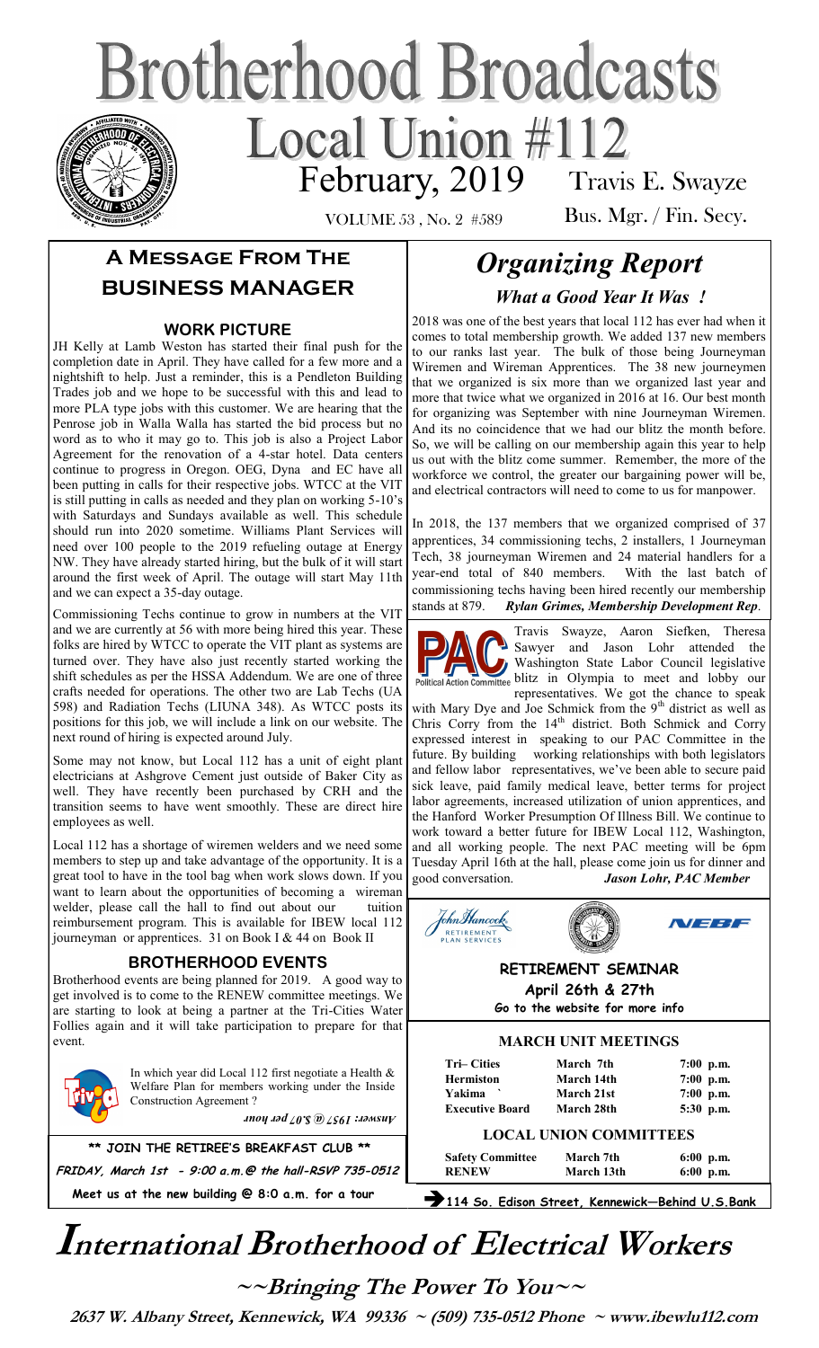# Brotherhood Broadcasts

## Local Union #112

February, 2019

VOLUME 53 , No. 2 #589

Travis E. Swayze
Bus. Mgr. / Fin. Secy.

## A Message From The Business Manager

### WORK PICTURE

JH Kelly at Lamb Weston has started their final push for the completion date in April. They have called for a few more and a nightshift to help. Just a reminder, this is a Pendleton Building Trades job and we hope to be successful with this and lead to more PLA type jobs with this customer. We are hearing that the Penrose job in Walla Walla has started the bid process but no word as to who it may go to. This job is also a Project Labor Agreement for the renovation of a 4-star hotel. Data centers continue to progress in Oregon. OEG, Dyna and EC have all been putting in calls for their respective jobs. WTCC at the VIT is still putting in calls as needed and they plan on working 5-10's with Saturdays and Sundays available as well. This schedule should run into 2020 sometime. Williams Plant Services will need over 100 people to the 2019 refueling outage at Energy NW. They have already started hiring, but the bulk of it will start around the first week of April. The outage will start May 11th and we can expect a 35-day outage.

Commissioning Techs continue to grow in numbers at the VIT and we are currently at 56 with more being hired this year. These folks are hired by WTCC to operate the VIT plant as systems are turned over. They have also just recently started working the shift schedules as per the HSSA Addendum. We are one of three crafts needed for operations. The other two are Lab Techs (UA 598) and Radiation Techs (LIUNA 348). As WTCC posts its positions for this job, we will include a link on our website. The next round of hiring is expected around July.

Some may not know, but Local 112 has a unit of eight plant electricians at Ashgrove Cement just outside of Baker City as well. They have recently been purchased by CRH and the transition seems to have went smoothly. These are direct hire employees as well.

Local 112 has a shortage of wiremen welders and we need some members to step up and take advantage of the opportunity. It is a great tool to have in the tool bag when work slows down. If you want to learn about the opportunities of becoming a wireman welder, please call the hall to find out about our tuition reimbursement program. This is available for IBEW local 112 journeyman or apprentices. 31 on Book I & 44 on Book II

### BROTHERHOOD EVENTS

Brotherhood events are being planned for 2019. A good way to get involved is to come to the RENEW committee meetings. We are starting to look at being a partner at the Tri-Cities Water Follies again and it will take participation to prepare for that event.

Trivia: In which year did Local 112 first negotiate a Health & Welfare Plan for members working under the Inside Construction Agreement ?

*Answer: 1957 @ $.07 per hour*

**\*\* JOIN THE RETIREE'S BREAKFAST CLUB \*\***

**FRIDAY, March 1st - 9:00 a.m.@ the hall-RSVP 735-0512**

**Meet us at the new building @ 8:0 a.m. for a tour**

## *Organizing Report*

### *What a Good Year It Was !*

2018 was one of the best years that local 112 has ever had when it comes to total membership growth. We added 137 new members to our ranks last year. The bulk of those being Journeyman Wiremen and Wireman Apprentices. The 38 new journeymen that we organized is six more than we organized last year and more that twice what we organized in 2016 at 16. Our best month for organizing was September with nine Journeyman Wiremen. And its no coincidence that we had our blitz the month before. So, we will be calling on our membership again this year to help us out with the blitz come summer. Remember, the more of the workforce we control, the greater our bargaining power will be, and electrical contractors will need to come to us for manpower.

In 2018, the 137 members that we organized comprised of 37 apprentices, 34 commissioning techs, 2 installers, 1 Journeyman Tech, 38 journeyman Wiremen and 24 material handlers for a year-end total of 840 members. With the last batch of commissioning techs having been hired recently our membership stands at 879. ***Rylan Grimes, Membership Development Rep***.

Travis Swayze, Aaron Siefken, Theresa Sawyer and Jason Lohr attended the Washington State Labor Council legislative blitz in Olympia to meet and lobby our representatives. We got the chance to speak with Mary Dye and Joe Schmick from the 9th district as well as Chris Corry from the 14th district. Both Schmick and Corry expressed interest in speaking to our PAC Committee in the future. By building working relationships with both legislators and fellow labor representatives, we've been able to secure paid sick leave, paid family medical leave, better terms for project labor agreements, increased utilization of union apprentices, and the Hanford Worker Presumption Of Illness Bill. We continue to work toward a better future for IBEW Local 112, Washington, and all working people. The next PAC meeting will be 6pm Tuesday April 16th at the hall, please come join us for dinner and good conversation. ***Jason Lohr, PAC Member***

John Hancock Retirement Plan Services — NEBF

**RETIREMENT SEMINAR**
**April 26th & 27th**
**Go to the website for more info**

### MARCH UNIT MEETINGS

| | | |
|---|---|---|
| Tri– Cities | March 7th | 7:00 p.m. |
| Hermiston | March 14th | 7:00 p.m. |
| Yakima | March 21st | 7:00 p.m. |
| Executive Board | March 28th | 5:30 p.m. |

### LOCAL UNION COMMITTEES

| | | |
|---|---|---|
| Safety Committee | March 7th | 6:00 p.m. |
| RENEW | March 13th | 6:00 p.m. |

**114 So. Edison Street, Kennewick—Behind U.S.Bank**

# International Brotherhood of Electrical Workers

**~~Bringing The Power To You~~**

**2637 W. Albany Street, Kennewick, WA 99336 ~ (509) 735-0512 Phone ~ www.ibewlu112.com**